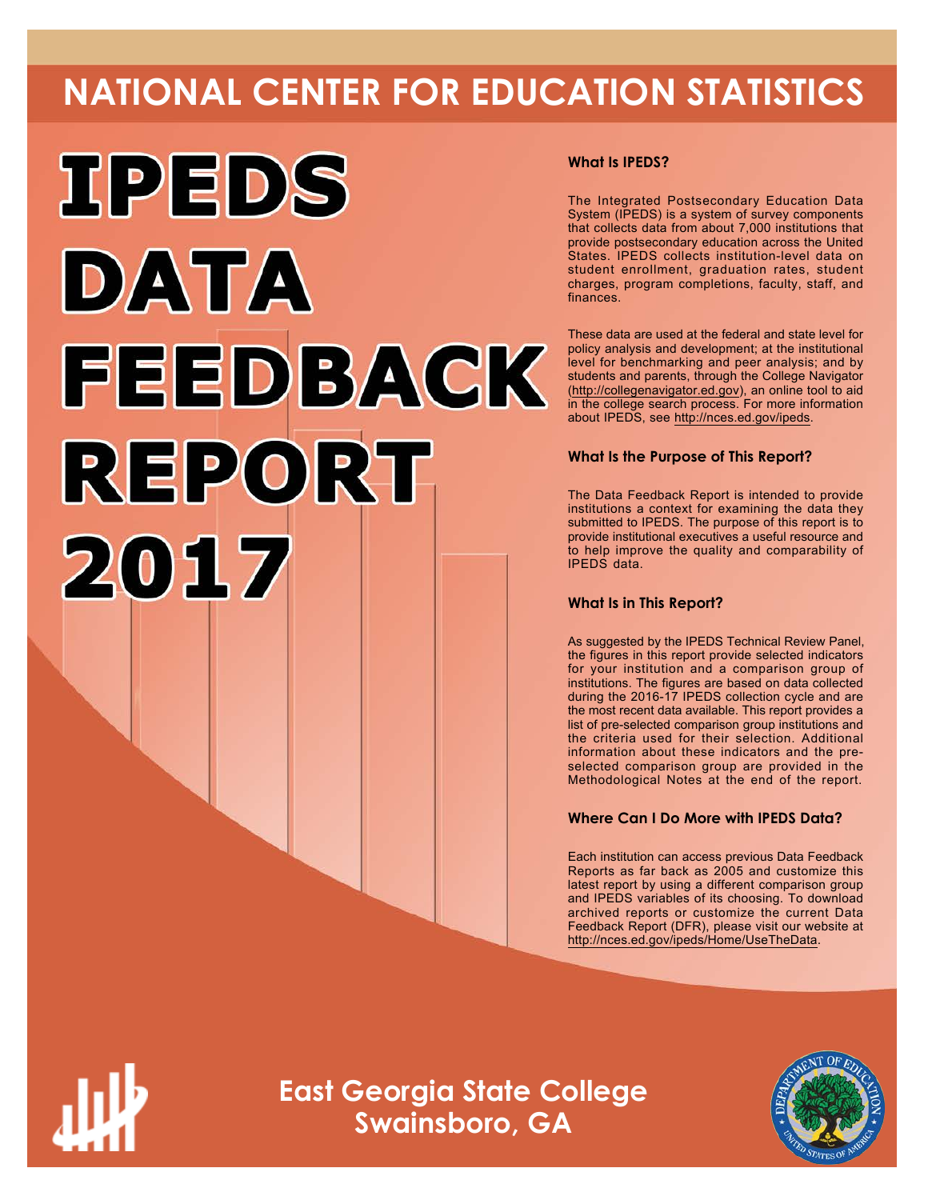# NATIONAL CENTER FOR EDUCATION STATISTICS

# IPEDS DATA FEEDBACK REPORT 2017

### What Is IPEDS?

The Integrated Postsecondary Education Data System (IPEDS) is a system of survey components that collects data from about 7,000 institutions that provide postsecondary education across the United States. IPEDS collects institution-level data on student enrollment, graduation rates, student charges, program completions, faculty, staff, and finances.

These data are used at the federal and state level for policy analysis and development; at the institutional level for benchmarking and peer analysis; and by students and parents, through the College Navigator (http://collegenavigator.ed.gov), an online tool to aid in the college search process. For more information about IPEDS, see http://nces.ed.gov/ipeds.

### What Is the Purpose of This Report?

The Data Feedback Report is intended to provide institutions a context for examining the data they submitted to IPEDS. The purpose of this report is to provide institutional executives a useful resource and to help improve the quality and comparability of IPEDS data.

### What Is in This Report?

As suggested by the IPEDS Technical Review Panel, the figures in this report provide selected indicators for your institution and a comparison group of institutions. The figures are based on data collected during the 2016-17 IPEDS collection cycle and are the most recent data available. This report provides a list of pre-selected comparison group institutions and the criteria used for their selection. Additional information about these indicators and the pre-selected comparison group are provided in the Methodological Notes at the end of the report.

### Where Can I Do More with IPEDS Data?

Each institution can access previous Data Feedback Reports as far back as 2005 and customize this latest report by using a different comparison group and IPEDS variables of its choosing. To download archived reports or customize the current Data Feedback Report (DFR), please visit our website at http://nces.ed.gov/ipeds/Home/UseTheData.

## East Georgia State College
## Swainsboro, GA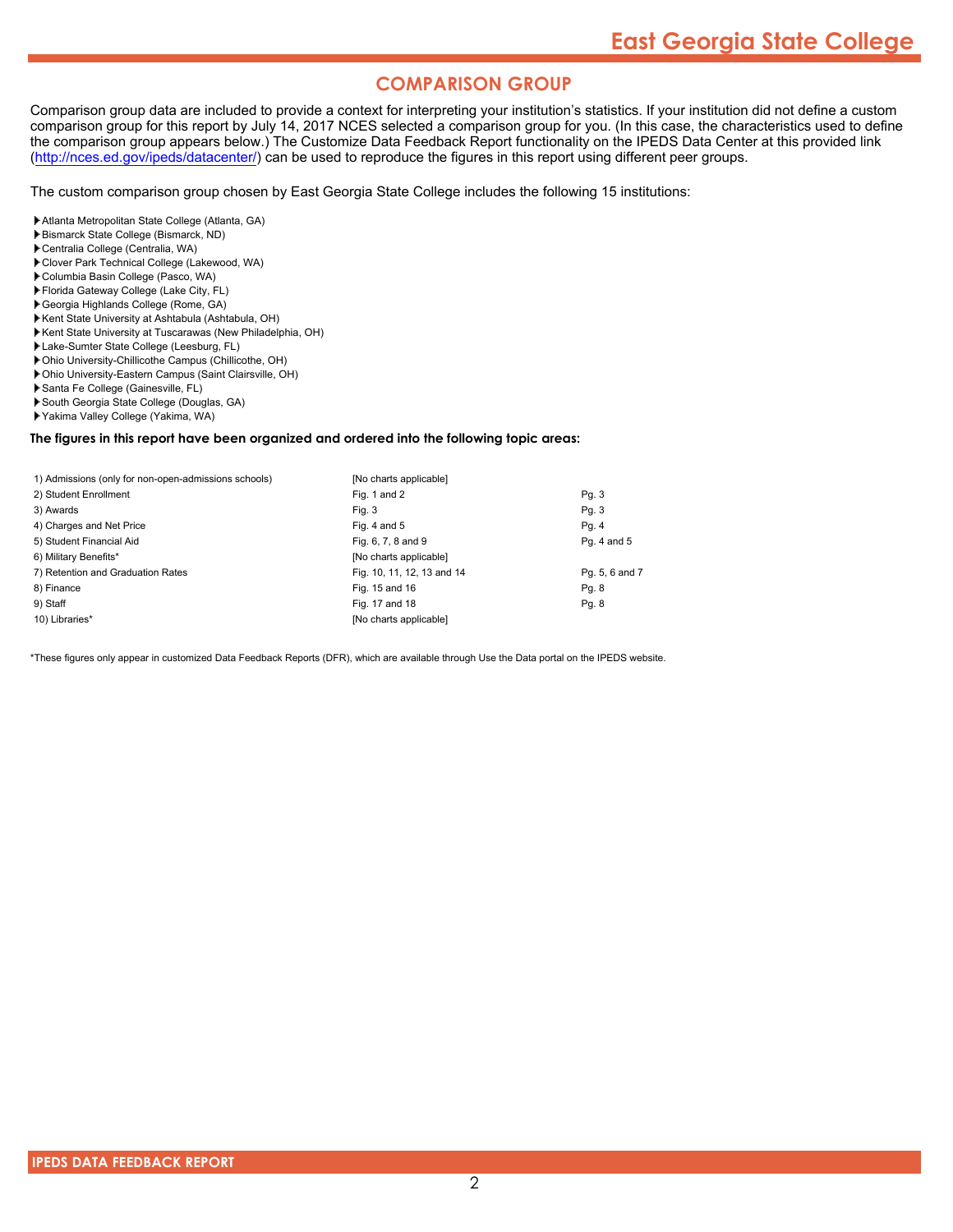## COMPARISON GROUP

Comparison group data are included to provide a context for interpreting your institution's statistics. If your institution did not define a custom comparison group for this report by July 14, 2017 NCES selected a comparison group for you. (In this case, the characteristics used to define the comparison group appears below.) The Customize Data Feedback Report functionality on the IPEDS Data Center at this provided link (http://nces.ed.gov/ipeds/datacenter/) can be used to reproduce the figures in this report using different peer groups.

The custom comparison group chosen by East Georgia State College includes the following 15 institutions:

- Atlanta Metropolitan State College (Atlanta, GA)
- Bismarck State College (Bismarck, ND)
- Centralia College (Centralia, WA)
- Clover Park Technical College (Lakewood, WA)
- Columbia Basin College (Pasco, WA)
- Florida Gateway College (Lake City, FL)
- Georgia Highlands College (Rome, GA)
- Kent State University at Ashtabula (Ashtabula, OH)
- Kent State University at Tuscarawas (New Philadelphia, OH)
- Lake-Sumter State College (Leesburg, FL)
- Ohio University-Chillicothe Campus (Chillicothe, OH)
- Ohio University-Eastern Campus (Saint Clairsville, OH)
- Santa Fe College (Gainesville, FL)
- South Georgia State College (Douglas, GA)
- Yakima Valley College (Yakima, WA)

**The figures in this report have been organized and ordered into the following topic areas:**

| Topic area | Figures | Pages |
|---|---|---|
| 1) Admissions (only for non-open-admissions schools) | [No charts applicable] | |
| 2) Student Enrollment | Fig. 1 and 2 | Pg. 3 |
| 3) Awards | Fig. 3 | Pg. 3 |
| 4) Charges and Net Price | Fig. 4 and 5 | Pg. 4 |
| 5) Student Financial Aid | Fig. 6, 7, 8 and 9 | Pg. 4 and 5 |
| 6) Military Benefits* | [No charts applicable] | |
| 7) Retention and Graduation Rates | Fig. 10, 11, 12, 13 and 14 | Pg. 5, 6 and 7 |
| 8) Finance | Fig. 15 and 16 | Pg. 8 |
| 9) Staff | Fig. 17 and 18 | Pg. 8 |
| 10) Libraries* | [No charts applicable] | |

*These figures only appear in customized Data Feedback Reports (DFR), which are available through Use the Data portal on the IPEDS website.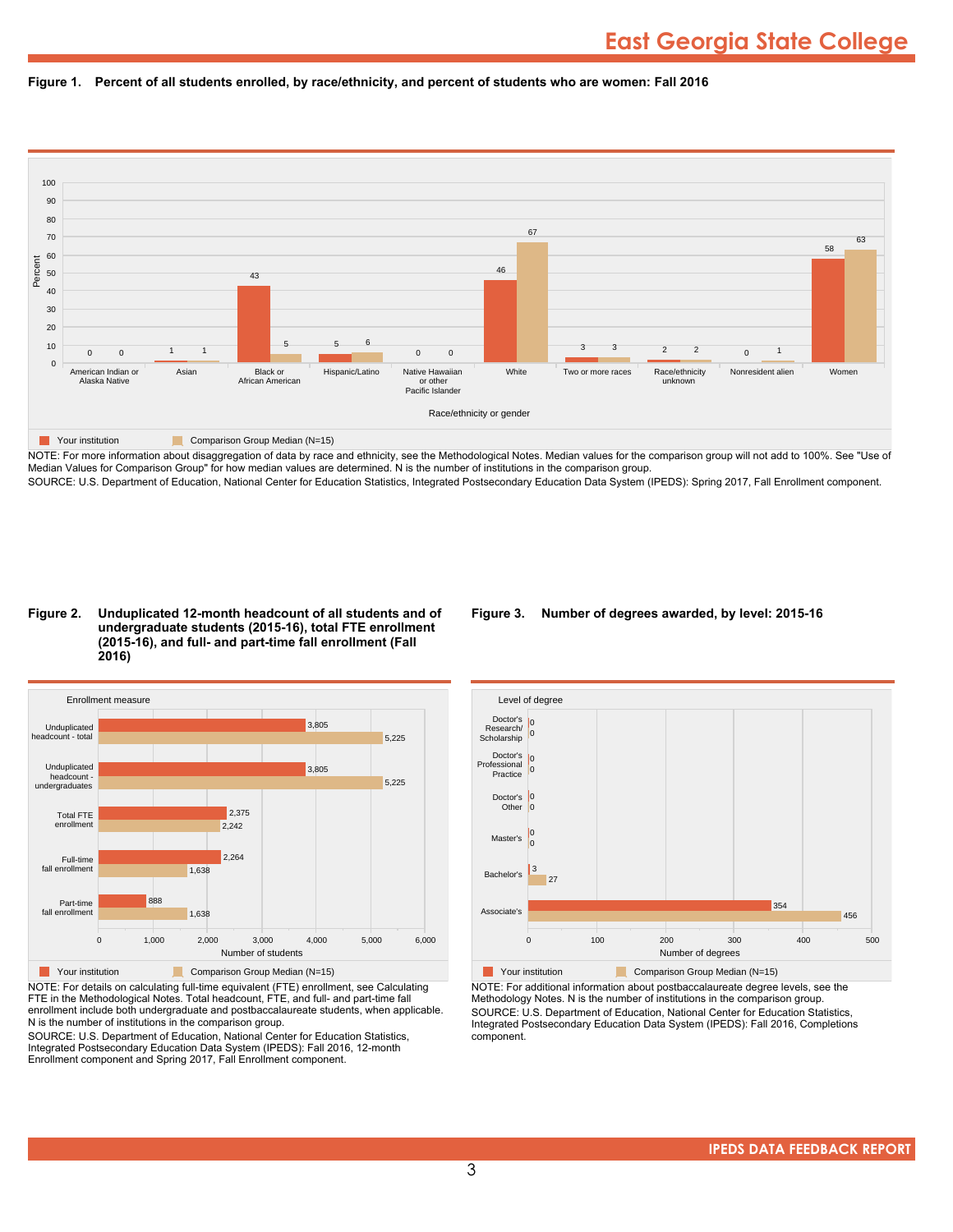**Figure 1. Percent of all students enrolled, by race/ethnicity, and percent of students who are women: Fall 2016**

| Race/ethnicity or gender | Your institution | Comparison Group Median (N=15) |
|---|---|---|
| American Indian or Alaska Native | 0 | 0 |
| Asian | 1 | 1 |
| Black or African American | 43 | 5 |
| Hispanic/Latino | 5 | 6 |
| Native Hawaiian or other Pacific Islander | 0 | 0 |
| White | 46 | 67 |
| Two or more races | 3 | 3 |
| Race/ethnicity unknown | 2 | 2 |
| Nonresident alien | 0 | 1 |
| Women | 58 | 63 |

NOTE: For more information about disaggregation of data by race and ethnicity, see the Methodological Notes. Median values for the comparison group will not add to 100%. See "Use of Median Values for Comparison Group" for how median values are determined. N is the number of institutions in the comparison group.
SOURCE: U.S. Department of Education, National Center for Education Statistics, Integrated Postsecondary Education Data System (IPEDS): Spring 2017, Fall Enrollment component.

**Figure 2. Unduplicated 12-month headcount of all students and of undergraduate students (2015-16), total FTE enrollment (2015-16), and full- and part-time fall enrollment (Fall 2016)**

| Enrollment measure | Your institution | Comparison Group Median (N=15) |
|---|---|---|
| Unduplicated headcount - total | 3,805 | 5,225 |
| Unduplicated headcount - undergraduates | 3,805 | 5,225 |
| Total FTE enrollment | 2,375 | 2,242 |
| Full-time fall enrollment | 2,264 | 1,638 |
| Part-time fall enrollment | 888 | 1,638 |

NOTE: For details on calculating full-time equivalent (FTE) enrollment, see Calculating FTE in the Methodological Notes. Total headcount, FTE, and full- and part-time fall enrollment include both undergraduate and postbaccalaureate students, when applicable. N is the number of institutions in the comparison group.
SOURCE: U.S. Department of Education, National Center for Education Statistics, Integrated Postsecondary Education Data System (IPEDS): Fall 2016, 12-month Enrollment component and Spring 2017, Fall Enrollment component.

**Figure 3. Number of degrees awarded, by level: 2015-16**

| Level of degree | Your institution | Comparison Group Median (N=15) |
|---|---|---|
| Doctor's Research/ Scholarship | 0 | 0 |
| Doctor's Professional Practice | 0 | 0 |
| Doctor's Other | 0 | 0 |
| Master's | 0 | 0 |
| Bachelor's | 3 | 27 |
| Associate's | 354 | 456 |

NOTE: For additional information about postbaccalaureate degree levels, see the Methodology Notes. N is the number of institutions in the comparison group.
SOURCE: U.S. Department of Education, National Center for Education Statistics, Integrated Postsecondary Education Data System (IPEDS): Fall 2016, Completions component.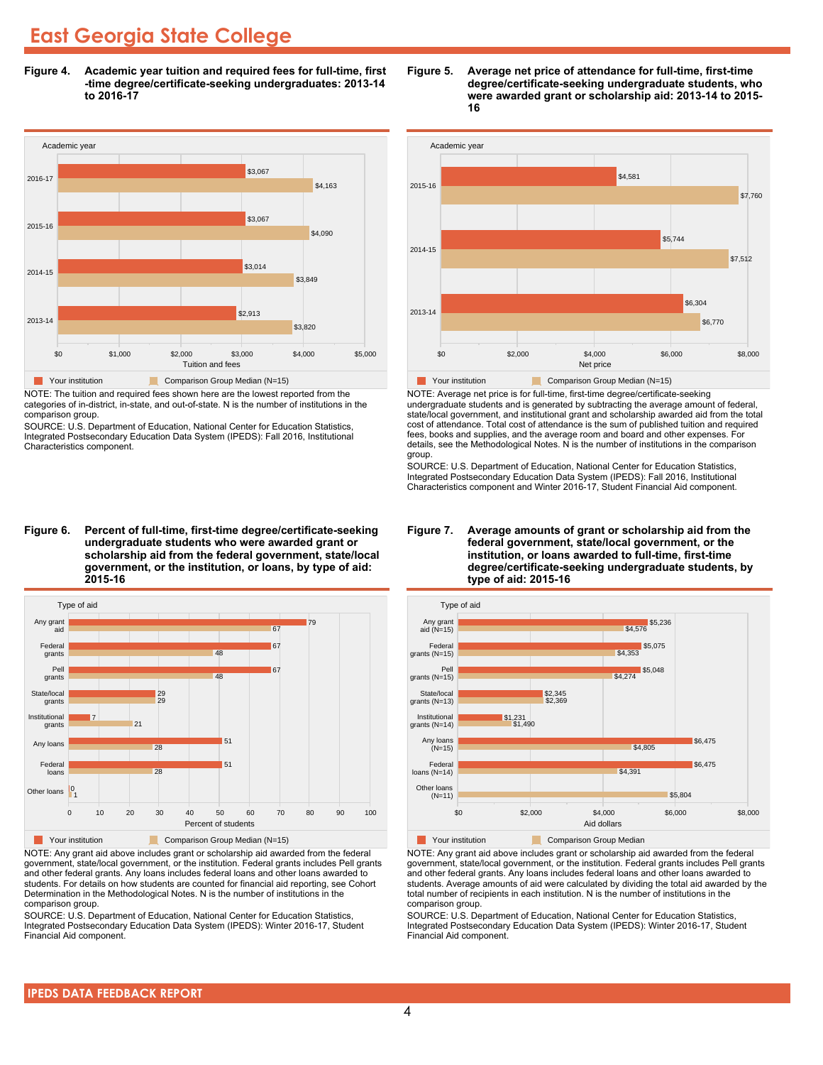# East Georgia State College

**Figure 4. Academic year tuition and required fees for full-time, first-time degree/certificate-seeking undergraduates: 2013-14 to 2016-17**

| Academic year | Your institution | Comparison Group Median (N=15) |
|---|---|---|
| 2016-17 | $3,067 | $4,163 |
| 2015-16 | $3,067 | $4,090 |
| 2014-15 | $3,014 | $3,849 |
| 2013-14 | $2,913 | $3,820 |

NOTE: The tuition and required fees shown here are the lowest reported from the categories of in-district, in-state, and out-of-state. N is the number of institutions in the comparison group.

SOURCE: U.S. Department of Education, National Center for Education Statistics, Integrated Postsecondary Education Data System (IPEDS): Fall 2016, Institutional Characteristics component.

**Figure 5. Average net price of attendance for full-time, first-time degree/certificate-seeking undergraduate students, who were awarded grant or scholarship aid: 2013-14 to 2015-16**

| Academic year | Your institution | Comparison Group Median (N=15) |
|---|---|---|
| 2015-16 | $4,581 | $7,760 |
| 2014-15 | $5,744 | $7,512 |
| 2013-14 | $6,304 | $6,770 |

NOTE: Average net price is for full-time, first-time degree/certificate-seeking undergraduate students and is generated by subtracting the average amount of federal, state/local government, and institutional grant and scholarship awarded aid from the total cost of attendance. Total cost of attendance is the sum of published tuition and required fees, books and supplies, and the average room and board and other expenses. For details, see the Methodological Notes. N is the number of institutions in the comparison group.

SOURCE: U.S. Department of Education, National Center for Education Statistics, Integrated Postsecondary Education Data System (IPEDS): Fall 2016, Institutional Characteristics component and Winter 2016-17, Student Financial Aid component.

**Figure 6. Percent of full-time, first-time degree/certificate-seeking undergraduate students who were awarded grant or scholarship aid from the federal government, state/local government, or the institution, or loans, by type of aid: 2015-16**

| Type of aid | Your institution | Comparison Group Median (N=15) |
|---|---|---|
| Any grant aid | 79 | 67 |
| Federal grants | 67 | 48 |
| Pell grants | 67 | 48 |
| State/local grants | 29 | 29 |
| Institutional grants | 7 | 21 |
| Any loans | 51 | 28 |
| Federal loans | 51 | 28 |
| Other loans | 0 | 1 |

NOTE: Any grant aid above includes grant or scholarship aid awarded from the federal government, state/local government, or the institution. Federal grants includes Pell grants and other federal grants. Any loans includes federal loans and other loans awarded to students. For details on how students are counted for financial aid reporting, see Cohort Determination in the Methodological Notes. N is the number of institutions in the comparison group.

SOURCE: U.S. Department of Education, National Center for Education Statistics, Integrated Postsecondary Education Data System (IPEDS): Winter 2016-17, Student Financial Aid component.

**Figure 7. Average amounts of grant or scholarship aid from the federal government, state/local government, or the institution, or loans awarded to full-time, first-time degree/certificate-seeking undergraduate students, by type of aid: 2015-16**

| Type of aid | Your institution | Comparison Group Median |
|---|---|---|
| Any grant aid (N=15) | $5,236 | $4,576 |
| Federal grants (N=15) | $5,075 | $4,353 |
| Pell grants (N=15) | $5,048 | $4,274 |
| State/local grants (N=13) | $2,345 | $2,369 |
| Institutional grants (N=14) | $1,231 | $1,490 |
| Any loans (N=15) | $6,475 | $4,805 |
| Federal loans (N=14) | $6,475 | $4,391 |
| Other loans (N=11) | | $5,804 |

NOTE: Any grant aid above includes grant or scholarship aid awarded from the federal government, state/local government, or the institution. Federal grants includes Pell grants and other federal grants. Any loans includes federal loans and other loans awarded to students. Average amounts of aid were calculated by dividing the total aid awarded by the total number of recipients in each institution. N is the number of institutions in the comparison group.

SOURCE: U.S. Department of Education, National Center for Education Statistics, Integrated Postsecondary Education Data System (IPEDS): Winter 2016-17, Student Financial Aid component.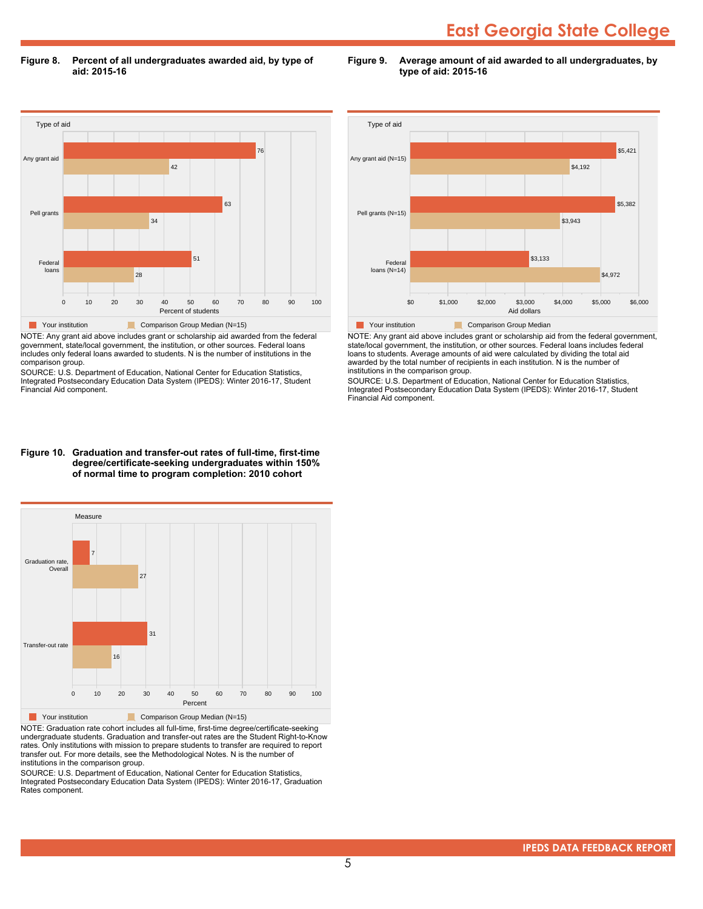## Figure 8. Percent of all undergraduates awarded aid, by type of aid: 2015-16

| Type of aid | Your institution | Comparison Group Median (N=15) |
|---|---|---|
| Any grant aid | 76 | 42 |
| Pell grants | 63 | 34 |
| Federal loans | 51 | 28 |

NOTE: Any grant aid above includes grant or scholarship aid awarded from the federal government, state/local government, the institution, or other sources. Federal loans includes only federal loans awarded to students. N is the number of institutions in the comparison group.

SOURCE: U.S. Department of Education, National Center for Education Statistics, Integrated Postsecondary Education Data System (IPEDS): Winter 2016-17, Student Financial Aid component.

## Figure 9. Average amount of aid awarded to all undergraduates, by type of aid: 2015-16

| Type of aid | Your institution | Comparison Group Median |
|---|---|---|
| Any grant aid (N=15) | $5,421 | $4,192 |
| Pell grants (N=15) | $5,382 | $3,943 |
| Federal loans (N=14) | $3,133 | $4,972 |

NOTE: Any grant aid above includes grant or scholarship aid from the federal government, state/local government, the institution, or other sources. Federal loans includes federal loans to students. Average amounts of aid were calculated by dividing the total aid awarded by the total number of recipients in each institution. N is the number of institutions in the comparison group.

SOURCE: U.S. Department of Education, National Center for Education Statistics, Integrated Postsecondary Education Data System (IPEDS): Winter 2016-17, Student Financial Aid component.

## Figure 10. Graduation and transfer-out rates of full-time, first-time degree/certificate-seeking undergraduates within 150% of normal time to program completion: 2010 cohort

| Measure | Your institution | Comparison Group Median (N=15) |
|---|---|---|
| Graduation rate, Overall | 7 | 27 |
| Transfer-out rate | 31 | 16 |

NOTE: Graduation rate cohort includes all full-time, first-time degree/certificate-seeking undergraduate students. Graduation and transfer-out rates are the Student Right-to-Know rates. Only institutions with mission to prepare students to transfer are required to report transfer out. For more details, see the Methodological Notes. N is the number of institutions in the comparison group.

SOURCE: U.S. Department of Education, National Center for Education Statistics, Integrated Postsecondary Education Data System (IPEDS): Winter 2016-17, Graduation Rates component.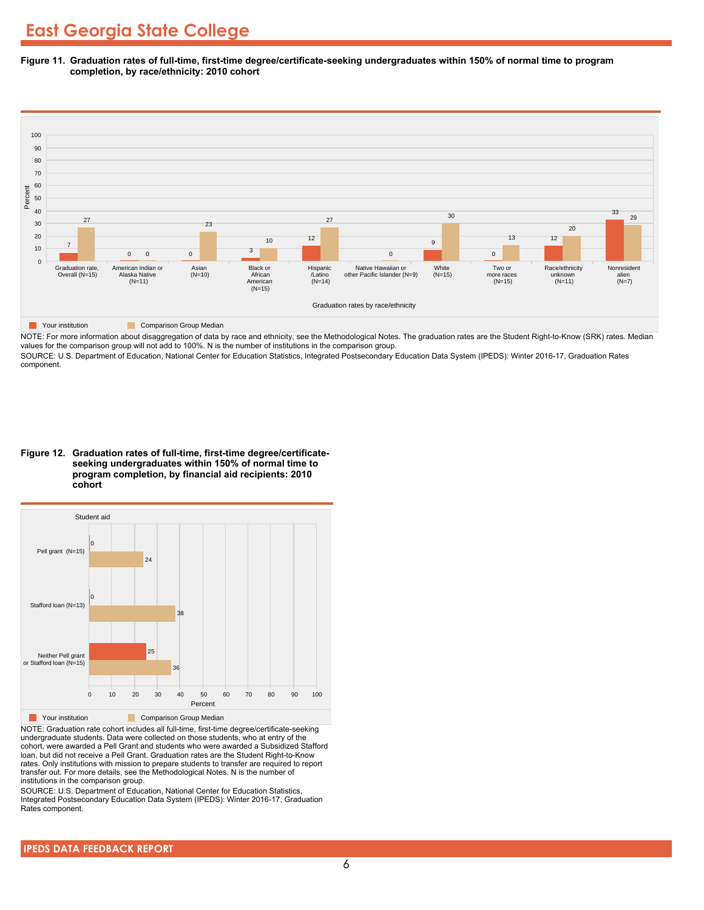# East Georgia State College

**Figure 11. Graduation rates of full-time, first-time degree/certificate-seeking undergraduates within 150% of normal time to program completion, by race/ethnicity: 2010 cohort**

| Graduation rates by race/ethnicity | Your institution | Comparison Group Median |
|---|---|---|
| Graduation rate, Overall (N=15) | 7 | 27 |
| American Indian or Alaska Native (N=11) | 0 | 0 |
| Asian (N=10) | 0 | 23 |
| Black or African American (N=15) | 3 | 10 |
| Hispanic /Latino (N=14) | 12 | 27 |
| Native Hawaiian or other Pacific Islander (N=9) | | 0 |
| White (N=15) | 9 | 30 |
| Two or more races (N=15) | 0 | 13 |
| Race/ethnicity unknown (N=11) | 12 | 20 |
| Nonresident alien (N=7) | 33 | 29 |

NOTE: For more information about disaggregation of data by race and ethnicity, see the Methodological Notes. The graduation rates are the Student Right-to-Know (SRK) rates. Median values for the comparison group will not add to 100%. N is the number of institutions in the comparison group.

SOURCE: U.S. Department of Education, National Center for Education Statistics, Integrated Postsecondary Education Data System (IPEDS): Winter 2016-17, Graduation Rates component.

**Figure 12. Graduation rates of full-time, first-time degree/certificate-seeking undergraduates within 150% of normal time to program completion, by financial aid recipients: 2010 cohort**

| Student aid | Your institution | Comparison Group Median |
|---|---|---|
| Pell grant (N=15) | 0 | 24 |
| Stafford loan (N=13) | 0 | 38 |
| Neither Pell grant or Stafford loan (N=15) | 25 | 36 |

NOTE: Graduation rate cohort includes all full-time, first-time degree/certificate-seeking undergraduate students. Data were collected on those students, who at entry of the cohort, were awarded a Pell Grant and students who were awarded a Subsidized Stafford loan, but did not receive a Pell Grant. Graduation rates are the Student Right-to-Know rates. Only institutions with mission to prepare students to transfer are required to report transfer out. For more details, see the Methodological Notes. N is the number of institutions in the comparison group.

SOURCE: U.S. Department of Education, National Center for Education Statistics, Integrated Postsecondary Education Data System (IPEDS): Winter 2016-17, Graduation Rates component.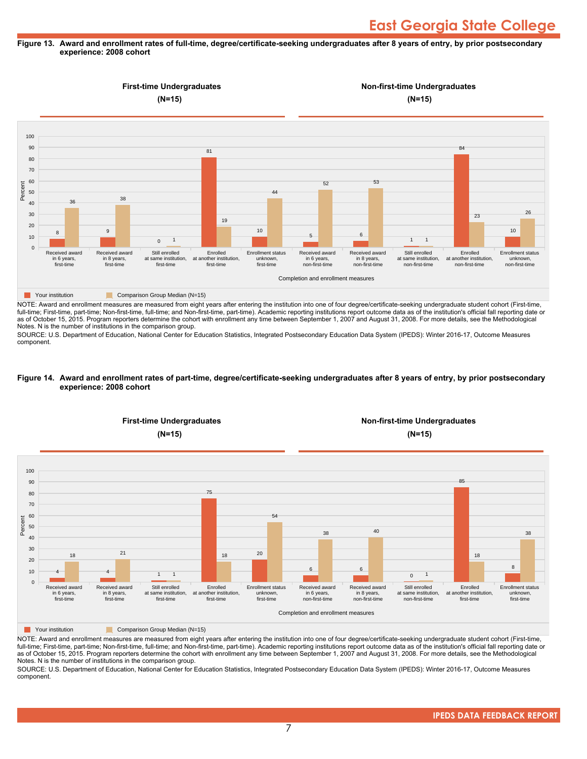**Figure 13. Award and enrollment rates of full-time, degree/certificate-seeking undergraduates after 8 years of entry, by prior postsecondary experience: 2008 cohort**

First-time Undergraduates (N=15) | Non-first-time Undergraduates (N=15)

| Completion and enrollment measures | Your institution | Comparison Group Median (N=15) |
|---|---|---|
| Received award in 6 years, first-time | 8 | 36 |
| Received award in 8 years, first-time | 9 | 38 |
| Still enrolled at same institution, first-time | 0 | 1 |
| Enrolled at another institution, first-time | 81 | 19 |
| Enrollment status unknown, first-time | 10 | 44 |
| Received award in 6 years, non-first-time | 5 | 52 |
| Received award in 8 years, non-first-time | 6 | 53 |
| Still enrolled at same institution, non-first-time | 1 | 1 |
| Enrolled at another institution, non-first-time | 84 | 23 |
| Enrollment status unknown, non-first-time | 10 | 26 |

NOTE: Award and enrollment measures are measured from eight years after entering the institution into one of four degree/certificate-seeking undergraduate student cohort (First-time, full-time; First-time, part-time; Non-first-time, full-time; and Non-first-time, part-time). Academic reporting institutions report outcome data as of the institution's official fall reporting date or as of October 15, 2015. Program reporters determine the cohort with enrollment any time between September 1, 2007 and August 31, 2008. For more details, see the Methodological Notes. N is the number of institutions in the comparison group.

SOURCE: U.S. Department of Education, National Center for Education Statistics, Integrated Postsecondary Education Data System (IPEDS): Winter 2016-17, Outcome Measures component.

**Figure 14. Award and enrollment rates of part-time, degree/certificate-seeking undergraduates after 8 years of entry, by prior postsecondary experience: 2008 cohort**

First-time Undergraduates (N=15) | Non-first-time Undergraduates (N=15)

| Completion and enrollment measures | Your institution | Comparison Group Median (N=15) |
|---|---|---|
| Received award in 6 years, first-time | 4 | 18 |
| Received award in 8 years, first-time | 4 | 21 |
| Still enrolled at same institution, first-time | 1 | 1 |
| Enrolled at another institution, first-time | 75 | 18 |
| Enrollment status unknown, first-time | 20 | 54 |
| Received award in 6 years, non-first-time | 6 | 38 |
| Received award in 8 years, non-first-time | 6 | 40 |
| Still enrolled at same institution, non-first-time | 0 | 1 |
| Enrolled at another institution, first-time | 85 | 18 |
| Enrollment status unknown, first-time | 8 | 38 |

NOTE: Award and enrollment measures are measured from eight years after entering the institution into one of four degree/certificate-seeking undergraduate student cohort (First-time, full-time; First-time, part-time; Non-first-time, full-time; and Non-first-time, part-time). Academic reporting institutions report outcome data as of the institution's official fall reporting date or as of October 15, 2015. Program reporters determine the cohort with enrollment any time between September 1, 2007 and August 31, 2008. For more details, see the Methodological Notes. N is the number of institutions in the comparison group.

SOURCE: U.S. Department of Education, National Center for Education Statistics, Integrated Postsecondary Education Data System (IPEDS): Winter 2016-17, Outcome Measures component.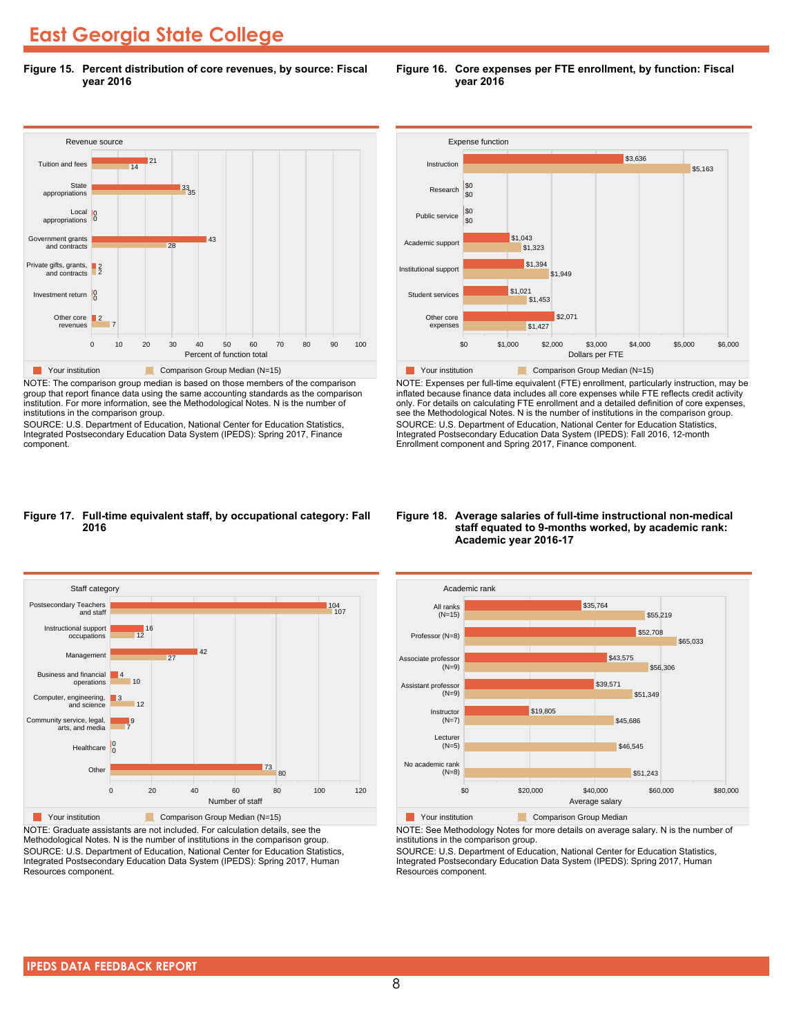# East Georgia State College

**Figure 15. Percent distribution of core revenues, by source: Fiscal year 2016**

| Revenue source | Your institution | Comparison Group Median (N=15) |
|---|---|---|
| Tuition and fees | 21 | 14 |
| State appropriations | 33 | 35 |
| Local appropriations | 0 | 0 |
| Government grants and contracts | 43 | 28 |
| Private gifts, grants, and contracts | 2 | 2 |
| Investment return | 0 | 0 |
| Other core revenues | 2 | 7 |

Percent of function total

NOTE: The comparison group median is based on those members of the comparison group that report finance data using the same accounting standards as the comparison institution. For more information, see the Methodological Notes. N is the number of institutions in the comparison group.
SOURCE: U.S. Department of Education, National Center for Education Statistics, Integrated Postsecondary Education Data System (IPEDS): Spring 2017, Finance component.

**Figure 16. Core expenses per FTE enrollment, by function: Fiscal year 2016**

| Expense function | Your institution | Comparison Group Median (N=15) |
|---|---|---|
| Instruction | $3,636 | $5,163 |
| Research | $0 | $0 |
| Public service | $0 | $0 |
| Academic support | $1,043 | $1,323 |
| Institutional support | $1,394 | $1,949 |
| Student services | $1,021 | $1,453 |
| Other core expenses | $2,071 | $1,427 |

Dollars per FTE

NOTE: Expenses per full-time equivalent (FTE) enrollment, particularly instruction, may be inflated because finance data includes all core expenses while FTE reflects credit activity only. For details on calculating FTE enrollment and a detailed definition of core expenses, see the Methodological Notes. N is the number of institutions in the comparison group.
SOURCE: U.S. Department of Education, National Center for Education Statistics, Integrated Postsecondary Education Data System (IPEDS): Fall 2016, 12-month Enrollment component and Spring 2017, Finance component.

**Figure 17. Full-time equivalent staff, by occupational category: Fall 2016**

| Staff category | Your institution | Comparison Group Median (N=15) |
|---|---|---|
| Postsecondary Teachers and staff | 104 | 107 |
| Instructional support occupations | 16 | 12 |
| Management | 42 | 27 |
| Business and financial operations | 4 | 10 |
| Computer, engineering, and science | 3 | 12 |
| Community service, legal, arts, and media | 9 | 7 |
| Healthcare | 0 | 0 |
| Other | 73 | 80 |

Number of staff

NOTE: Graduate assistants are not included. For calculation details, see the Methodological Notes. N is the number of institutions in the comparison group.
SOURCE: U.S. Department of Education, National Center for Education Statistics, Integrated Postsecondary Education Data System (IPEDS): Spring 2017, Human Resources component.

**Figure 18. Average salaries of full-time instructional non-medical staff equated to 9-months worked, by academic rank: Academic year 2016-17**

| Academic rank | Your institution | Comparison Group Median |
|---|---|---|
| All ranks (N=15) | $35,764 | $55,219 |
| Professor (N=8) | $52,708 | $65,033 |
| Associate professor (N=9) | $43,575 | $56,306 |
| Assistant professor (N=9) | $39,571 | $51,349 |
| Instructor (N=7) | $19,805 | $45,686 |
| Lecturer (N=5) | | $46,545 |
| No academic rank (N=8) | | $51,243 |

Average salary

NOTE: See Methodology Notes for more details on average salary. N is the number of institutions in the comparison group.
SOURCE: U.S. Department of Education, National Center for Education Statistics, Integrated Postsecondary Education Data System (IPEDS): Spring 2017, Human Resources component.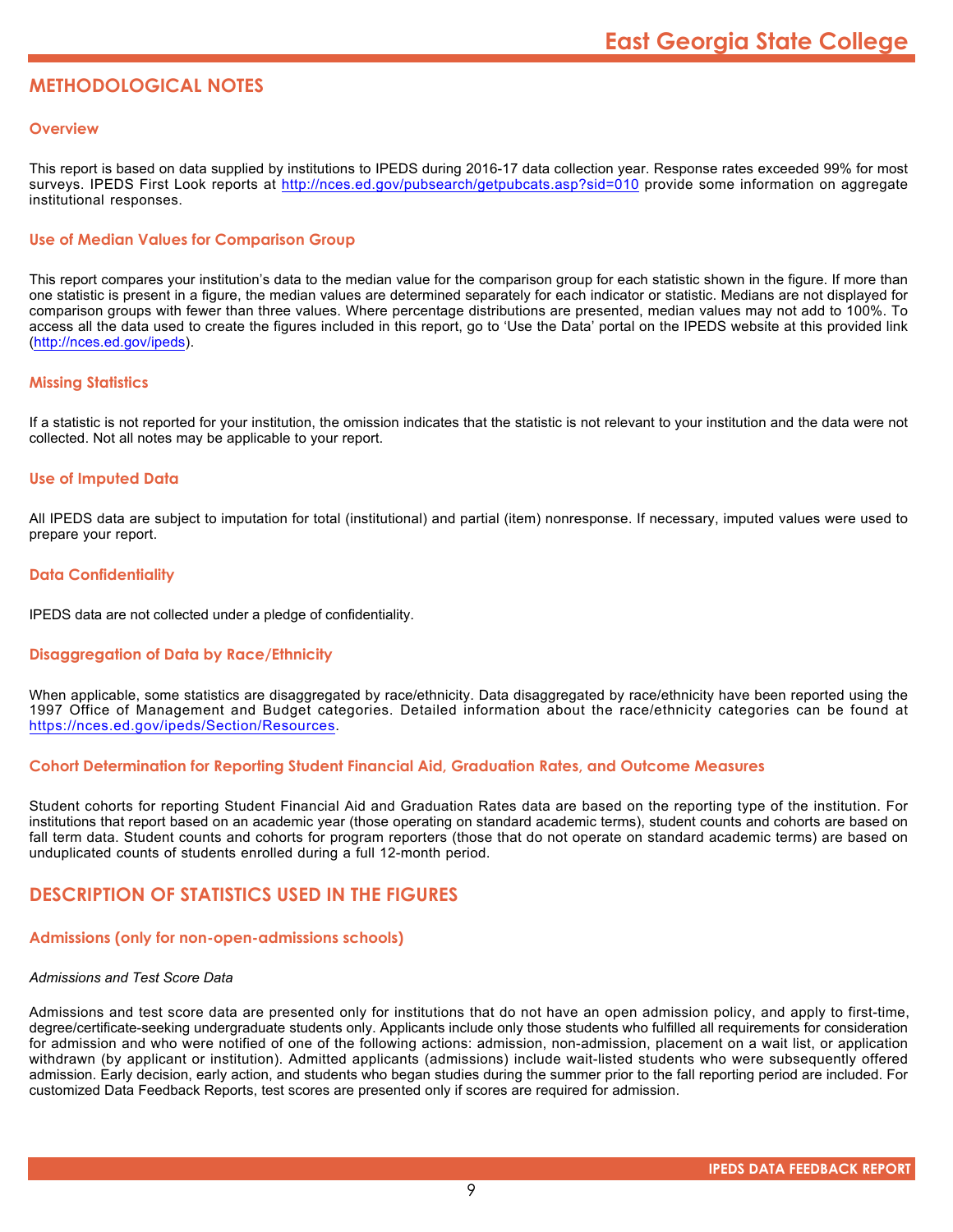## METHODOLOGICAL NOTES

### Overview

This report is based on data supplied by institutions to IPEDS during 2016-17 data collection year. Response rates exceeded 99% for most surveys. IPEDS First Look reports at http://nces.ed.gov/pubsearch/getpubcats.asp?sid=010 provide some information on aggregate institutional responses.

### Use of Median Values for Comparison Group

This report compares your institution's data to the median value for the comparison group for each statistic shown in the figure. If more than one statistic is present in a figure, the median values are determined separately for each indicator or statistic. Medians are not displayed for comparison groups with fewer than three values. Where percentage distributions are presented, median values may not add to 100%. To access all the data used to create the figures included in this report, go to 'Use the Data' portal on the IPEDS website at this provided link (http://nces.ed.gov/ipeds).

### Missing Statistics

If a statistic is not reported for your institution, the omission indicates that the statistic is not relevant to your institution and the data were not collected. Not all notes may be applicable to your report.

### Use of Imputed Data

All IPEDS data are subject to imputation for total (institutional) and partial (item) nonresponse. If necessary, imputed values were used to prepare your report.

### Data Confidentiality

IPEDS data are not collected under a pledge of confidentiality.

### Disaggregation of Data by Race/Ethnicity

When applicable, some statistics are disaggregated by race/ethnicity. Data disaggregated by race/ethnicity have been reported using the 1997 Office of Management and Budget categories. Detailed information about the race/ethnicity categories can be found at https://nces.ed.gov/ipeds/Section/Resources.

### Cohort Determination for Reporting Student Financial Aid, Graduation Rates, and Outcome Measures

Student cohorts for reporting Student Financial Aid and Graduation Rates data are based on the reporting type of the institution. For institutions that report based on an academic year (those operating on standard academic terms), student counts and cohorts are based on fall term data. Student counts and cohorts for program reporters (those that do not operate on standard academic terms) are based on unduplicated counts of students enrolled during a full 12-month period.

## DESCRIPTION OF STATISTICS USED IN THE FIGURES

### Admissions (only for non-open-admissions schools)

*Admissions and Test Score Data*

Admissions and test score data are presented only for institutions that do not have an open admission policy, and apply to first-time, degree/certificate-seeking undergraduate students only. Applicants include only those students who fulfilled all requirements for consideration for admission and who were notified of one of the following actions: admission, non-admission, placement on a wait list, or application withdrawn (by applicant or institution). Admitted applicants (admissions) include wait-listed students who were subsequently offered admission. Early decision, early action, and students who began studies during the summer prior to the fall reporting period are included. For customized Data Feedback Reports, test scores are presented only if scores are required for admission.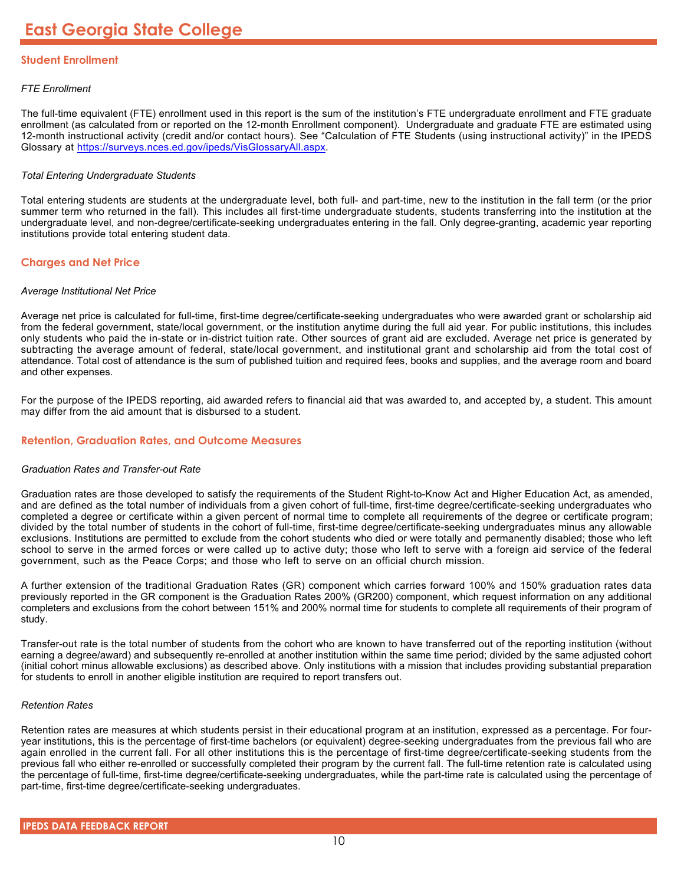# East Georgia State College

## Student Enrollment

*FTE Enrollment*

The full-time equivalent (FTE) enrollment used in this report is the sum of the institution's FTE undergraduate enrollment and FTE graduate enrollment (as calculated from or reported on the 12-month Enrollment component). Undergraduate and graduate FTE are estimated using 12-month instructional activity (credit and/or contact hours). See "Calculation of FTE Students (using instructional activity)" in the IPEDS Glossary at https://surveys.nces.ed.gov/ipeds/VisGlossaryAll.aspx.

*Total Entering Undergraduate Students*

Total entering students are students at the undergraduate level, both full- and part-time, new to the institution in the fall term (or the prior summer term who returned in the fall). This includes all first-time undergraduate students, students transferring into the institution at the undergraduate level, and non-degree/certificate-seeking undergraduates entering in the fall. Only degree-granting, academic year reporting institutions provide total entering student data.

## Charges and Net Price

*Average Institutional Net Price*

Average net price is calculated for full-time, first-time degree/certificate-seeking undergraduates who were awarded grant or scholarship aid from the federal government, state/local government, or the institution anytime during the full aid year. For public institutions, this includes only students who paid the in-state or in-district tuition rate. Other sources of grant aid are excluded. Average net price is generated by subtracting the average amount of federal, state/local government, and institutional grant and scholarship aid from the total cost of attendance. Total cost of attendance is the sum of published tuition and required fees, books and supplies, and the average room and board and other expenses.

For the purpose of the IPEDS reporting, aid awarded refers to financial aid that was awarded to, and accepted by, a student. This amount may differ from the aid amount that is disbursed to a student.

## Retention, Graduation Rates, and Outcome Measures

*Graduation Rates and Transfer-out Rate*

Graduation rates are those developed to satisfy the requirements of the Student Right-to-Know Act and Higher Education Act, as amended, and are defined as the total number of individuals from a given cohort of full-time, first-time degree/certificate-seeking undergraduates who completed a degree or certificate within a given percent of normal time to complete all requirements of the degree or certificate program; divided by the total number of students in the cohort of full-time, first-time degree/certificate-seeking undergraduates minus any allowable exclusions. Institutions are permitted to exclude from the cohort students who died or were totally and permanently disabled; those who left school to serve in the armed forces or were called up to active duty; those who left to serve with a foreign aid service of the federal government, such as the Peace Corps; and those who left to serve on an official church mission.

A further extension of the traditional Graduation Rates (GR) component which carries forward 100% and 150% graduation rates data previously reported in the GR component is the Graduation Rates 200% (GR200) component, which request information on any additional completers and exclusions from the cohort between 151% and 200% normal time for students to complete all requirements of their program of study.

Transfer-out rate is the total number of students from the cohort who are known to have transferred out of the reporting institution (without earning a degree/award) and subsequently re-enrolled at another institution within the same time period; divided by the same adjusted cohort (initial cohort minus allowable exclusions) as described above. Only institutions with a mission that includes providing substantial preparation for students to enroll in another eligible institution are required to report transfers out.

*Retention Rates*

Retention rates are measures at which students persist in their educational program at an institution, expressed as a percentage. For four-year institutions, this is the percentage of first-time bachelors (or equivalent) degree-seeking undergraduates from the previous fall who are again enrolled in the current fall. For all other institutions this is the percentage of first-time degree/certificate-seeking students from the previous fall who either re-enrolled or successfully completed their program by the current fall. The full-time retention rate is calculated using the percentage of full-time, first-time degree/certificate-seeking undergraduates, while the part-time rate is calculated using the percentage of part-time, first-time degree/certificate-seeking undergraduates.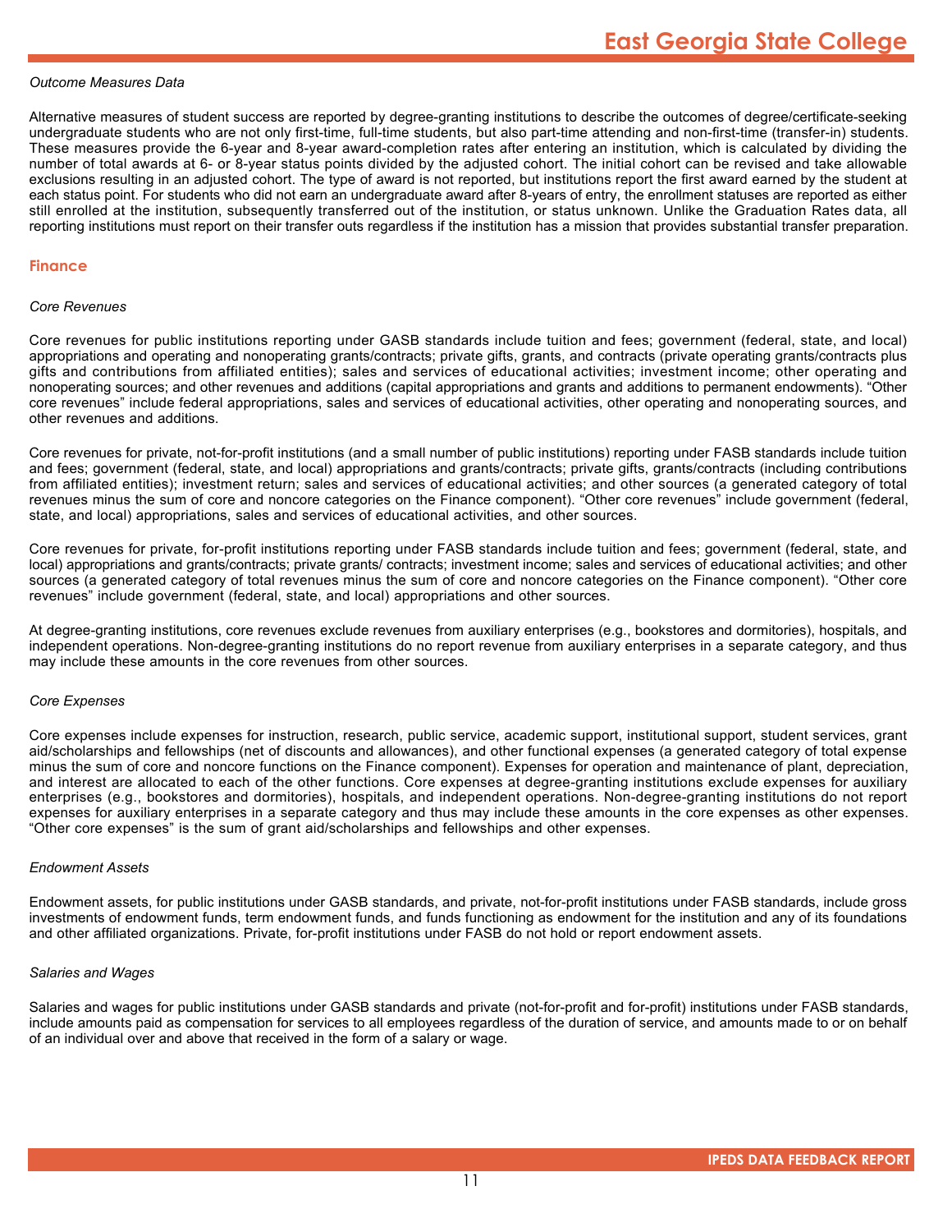*Outcome Measures Data*

Alternative measures of student success are reported by degree-granting institutions to describe the outcomes of degree/certificate-seeking undergraduate students who are not only first-time, full-time students, but also part-time attending and non-first-time (transfer-in) students. These measures provide the 6-year and 8-year award-completion rates after entering an institution, which is calculated by dividing the number of total awards at 6- or 8-year status points divided by the adjusted cohort. The initial cohort can be revised and take allowable exclusions resulting in an adjusted cohort. The type of award is not reported, but institutions report the first award earned by the student at each status point. For students who did not earn an undergraduate award after 8-years of entry, the enrollment statuses are reported as either still enrolled at the institution, subsequently transferred out of the institution, or status unknown. Unlike the Graduation Rates data, all reporting institutions must report on their transfer outs regardless if the institution has a mission that provides substantial transfer preparation.

## Finance

*Core Revenues*

Core revenues for public institutions reporting under GASB standards include tuition and fees; government (federal, state, and local) appropriations and operating and nonoperating grants/contracts; private gifts, grants, and contracts (private operating grants/contracts plus gifts and contributions from affiliated entities); sales and services of educational activities; investment income; other operating and nonoperating sources; and other revenues and additions (capital appropriations and grants and additions to permanent endowments). “Other core revenues” include federal appropriations, sales and services of educational activities, other operating and nonoperating sources, and other revenues and additions.

Core revenues for private, not-for-profit institutions (and a small number of public institutions) reporting under FASB standards include tuition and fees; government (federal, state, and local) appropriations and grants/contracts; private gifts, grants/contracts (including contributions from affiliated entities); investment return; sales and services of educational activities; and other sources (a generated category of total revenues minus the sum of core and noncore categories on the Finance component). “Other core revenues” include government (federal, state, and local) appropriations, sales and services of educational activities, and other sources.

Core revenues for private, for-profit institutions reporting under FASB standards include tuition and fees; government (federal, state, and local) appropriations and grants/contracts; private grants/ contracts; investment income; sales and services of educational activities; and other sources (a generated category of total revenues minus the sum of core and noncore categories on the Finance component). “Other core revenues” include government (federal, state, and local) appropriations and other sources.

At degree-granting institutions, core revenues exclude revenues from auxiliary enterprises (e.g., bookstores and dormitories), hospitals, and independent operations. Non-degree-granting institutions do no report revenue from auxiliary enterprises in a separate category, and thus may include these amounts in the core revenues from other sources.

*Core Expenses*

Core expenses include expenses for instruction, research, public service, academic support, institutional support, student services, grant aid/scholarships and fellowships (net of discounts and allowances), and other functional expenses (a generated category of total expense minus the sum of core and noncore functions on the Finance component). Expenses for operation and maintenance of plant, depreciation, and interest are allocated to each of the other functions. Core expenses at degree-granting institutions exclude expenses for auxiliary enterprises (e.g., bookstores and dormitories), hospitals, and independent operations. Non-degree-granting institutions do not report expenses for auxiliary enterprises in a separate category and thus may include these amounts in the core expenses as other expenses. “Other core expenses” is the sum of grant aid/scholarships and fellowships and other expenses.

*Endowment Assets*

Endowment assets, for public institutions under GASB standards, and private, not-for-profit institutions under FASB standards, include gross investments of endowment funds, term endowment funds, and funds functioning as endowment for the institution and any of its foundations and other affiliated organizations. Private, for-profit institutions under FASB do not hold or report endowment assets.

*Salaries and Wages*

Salaries and wages for public institutions under GASB standards and private (not-for-profit and for-profit) institutions under FASB standards, include amounts paid as compensation for services to all employees regardless of the duration of service, and amounts made to or on behalf of an individual over and above that received in the form of a salary or wage.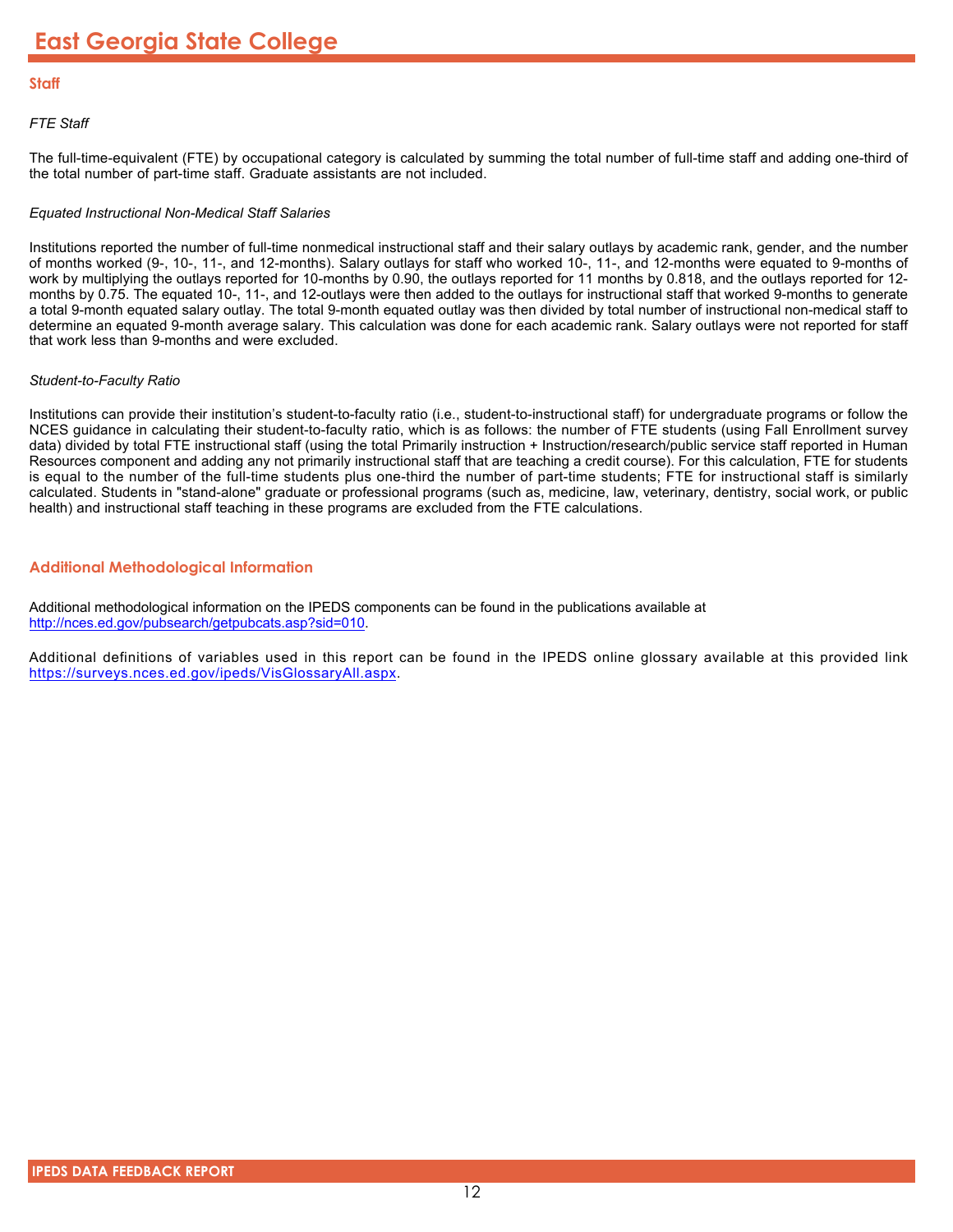# East Georgia State College

## Staff

*FTE Staff*

The full-time-equivalent (FTE) by occupational category is calculated by summing the total number of full-time staff and adding one-third of the total number of part-time staff. Graduate assistants are not included.

*Equated Instructional Non-Medical Staff Salaries*

Institutions reported the number of full-time nonmedical instructional staff and their salary outlays by academic rank, gender, and the number of months worked (9-, 10-, 11-, and 12-months). Salary outlays for staff who worked 10-, 11-, and 12-months were equated to 9-months of work by multiplying the outlays reported for 10-months by 0.90, the outlays reported for 11 months by 0.818, and the outlays reported for 12-months by 0.75. The equated 10-, 11-, and 12-outlays were then added to the outlays for instructional staff that worked 9-months to generate a total 9-month equated salary outlay. The total 9-month equated outlay was then divided by total number of instructional non-medical staff to determine an equated 9-month average salary. This calculation was done for each academic rank. Salary outlays were not reported for staff that work less than 9-months and were excluded.

*Student-to-Faculty Ratio*

Institutions can provide their institution's student-to-faculty ratio (i.e., student-to-instructional staff) for undergraduate programs or follow the NCES guidance in calculating their student-to-faculty ratio, which is as follows: the number of FTE students (using Fall Enrollment survey data) divided by total FTE instructional staff (using the total Primarily instruction + Instruction/research/public service staff reported in Human Resources component and adding any not primarily instructional staff that are teaching a credit course). For this calculation, FTE for students is equal to the number of the full-time students plus one-third the number of part-time students; FTE for instructional staff is similarly calculated. Students in "stand-alone" graduate or professional programs (such as, medicine, law, veterinary, dentistry, social work, or public health) and instructional staff teaching in these programs are excluded from the FTE calculations.

## Additional Methodological Information

Additional methodological information on the IPEDS components can be found in the publications available at http://nces.ed.gov/pubsearch/getpubcats.asp?sid=010.

Additional definitions of variables used in this report can be found in the IPEDS online glossary available at this provided link https://surveys.nces.ed.gov/ipeds/VisGlossaryAll.aspx.